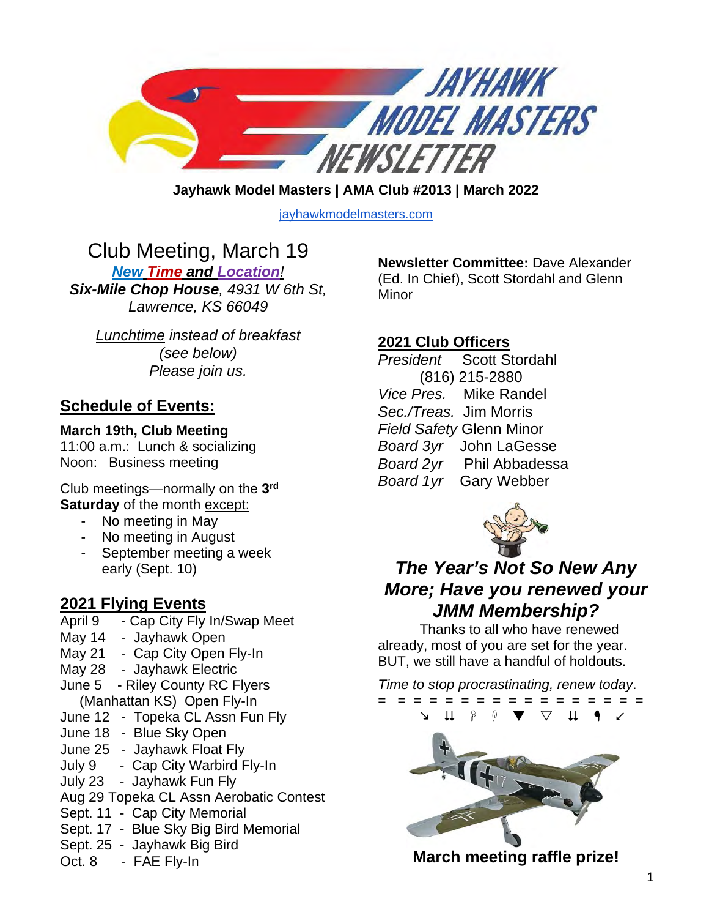# JAYHAWK MODEL MASTERS NEWSLETTER

**Jayhawk Model Masters | AMA Club #2013 | March 2022**

jayhawkmodelmasters.com

## Club Meeting, March 19

***New Time and Location!***

***Six-Mile Chop House**, 4931 W 6th St, Lawrence, KS 66049*

*Lunchtime instead of breakfast (see below) Please join us.*

## Schedule of Events:

**March 19th, Club Meeting**
11:00 a.m.: Lunch & socializing
Noon: Business meeting

Club meetings—normally on the **3rd Saturday** of the month except:

- No meeting in May
- No meeting in August
- September meeting a week early (Sept. 10)

## 2021 Flying Events

April 9 - Cap City Fly In/Swap Meet
May 14 - Jayhawk Open
May 21 - Cap City Open Fly-In
May 28 - Jayhawk Electric
June 5 - Riley County RC Flyers (Manhattan KS) Open Fly-In
June 12 - Topeka CL Assn Fun Fly
June 18 - Blue Sky Open
June 25 - Jayhawk Float Fly
July 9 - Cap City Warbird Fly-In
July 23 - Jayhawk Fun Fly
Aug 29 Topeka CL Assn Aerobatic Contest
Sept. 11 - Cap City Memorial
Sept. 17 - Blue Sky Big Bird Memorial
Sept. 25 - Jayhawk Big Bird
Oct. 8 - FAE Fly-In

**Newsletter Committee:** Dave Alexander (Ed. In Chief), Scott Stordahl and Glenn Minor

## 2021 Club Officers

*President* Scott Stordahl (816) 215-2880
*Vice Pres.* Mike Randel
*Sec./Treas.* Jim Morris
*Field Safety* Glenn Minor
*Board 3yr* John LaGesse
*Board 2yr* Phil Abbadessa
*Board 1yr* Gary Webber

## *The Year's Not So New Any More; Have you renewed your JMM Membership?*

Thanks to all who have renewed already, most of you are set for the year. BUT, we still have a handful of holdouts.

*Time to stop procrastinating, renew today*.

**March meeting raffle prize!**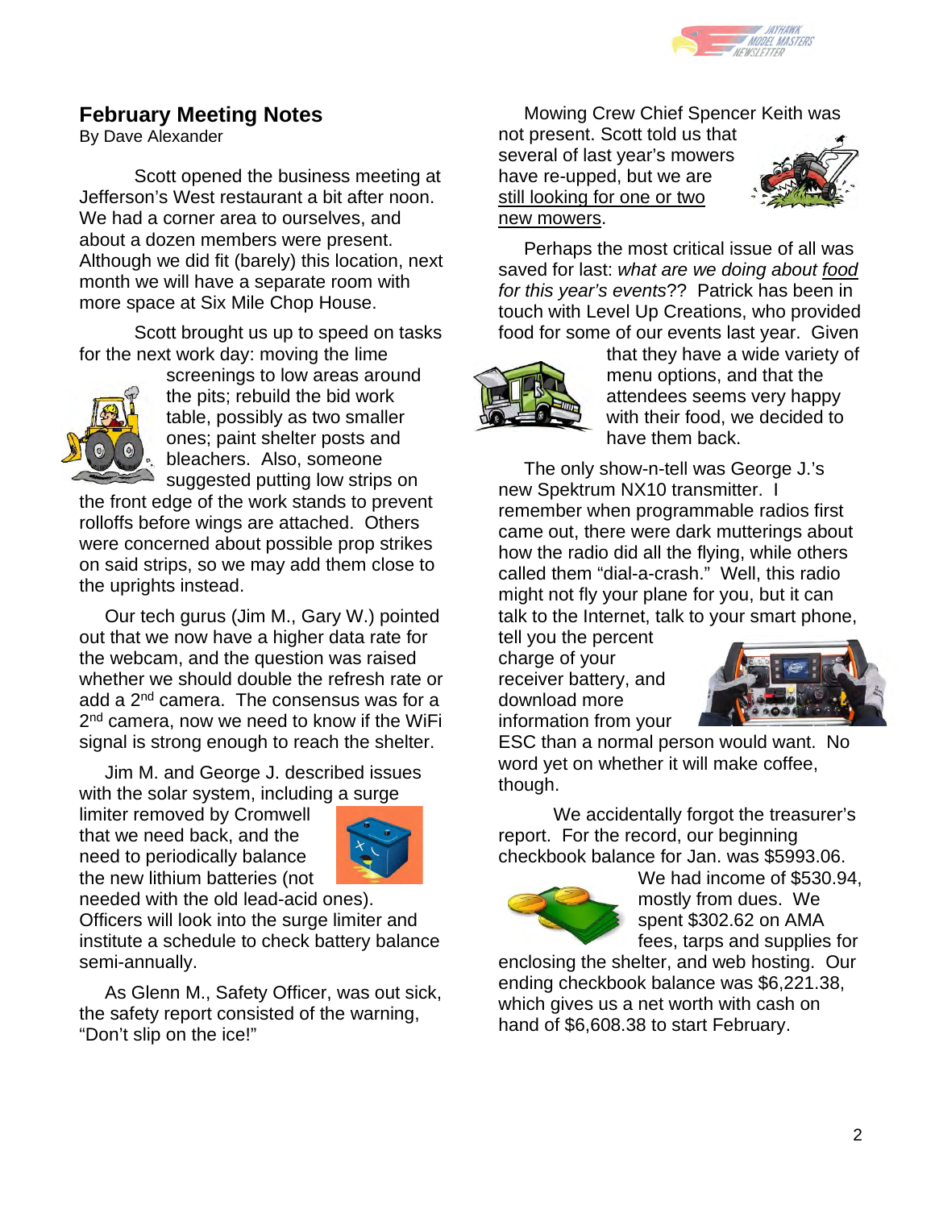## February Meeting Notes

By Dave Alexander

Scott opened the business meeting at Jefferson's West restaurant a bit after noon. We had a corner area to ourselves, and about a dozen members were present. Although we did fit (barely) this location, next month we will have a separate room with more space at Six Mile Chop House.

Scott brought us up to speed on tasks for the next work day: moving the lime screenings to low areas around the pits; rebuild the bid work table, possibly as two smaller ones; paint shelter posts and bleachers. Also, someone suggested putting low strips on the front edge of the work stands to prevent rolloffs before wings are attached. Others were concerned about possible prop strikes on said strips, so we may add them close to the uprights instead.

Our tech gurus (Jim M., Gary W.) pointed out that we now have a higher data rate for the webcam, and the question was raised whether we should double the refresh rate or add a 2nd camera. The consensus was for a 2nd camera, now we need to know if the WiFi signal is strong enough to reach the shelter.

Jim M. and George J. described issues with the solar system, including a surge limiter removed by Cromwell that we need back, and the need to periodically balance the new lithium batteries (not needed with the old lead-acid ones). Officers will look into the surge limiter and institute a schedule to check battery balance semi-annually.

As Glenn M., Safety Officer, was out sick, the safety report consisted of the warning, "Don't slip on the ice!"

Mowing Crew Chief Spencer Keith was not present. Scott told us that several of last year's mowers have re-upped, but we are <u>still looking for one or two new mowers</u>.

Perhaps the most critical issue of all was saved for last: *what are we doing about <u>food</u> for this year's events*?? Patrick has been in touch with Level Up Creations, who provided food for some of our events last year. Given that they have a wide variety of menu options, and that the attendees seems very happy with their food, we decided to have them back.

The only show-n-tell was George J.'s new Spektrum NX10 transmitter. I remember when programmable radios first came out, there were dark mutterings about how the radio did all the flying, while others called them "dial-a-crash." Well, this radio might not fly your plane for you, but it can talk to the Internet, talk to your smart phone, tell you the percent charge of your receiver battery, and download more information from your ESC than a normal person would want. No word yet on whether it will make coffee, though.

We accidentally forgot the treasurer's report. For the record, our beginning checkbook balance for Jan. was $5993.06. We had income of $530.94, mostly from dues. We spent $302.62 on AMA fees, tarps and supplies for enclosing the shelter, and web hosting. Our ending checkbook balance was $6,221.38, which gives us a net worth with cash on hand of $6,608.38 to start February.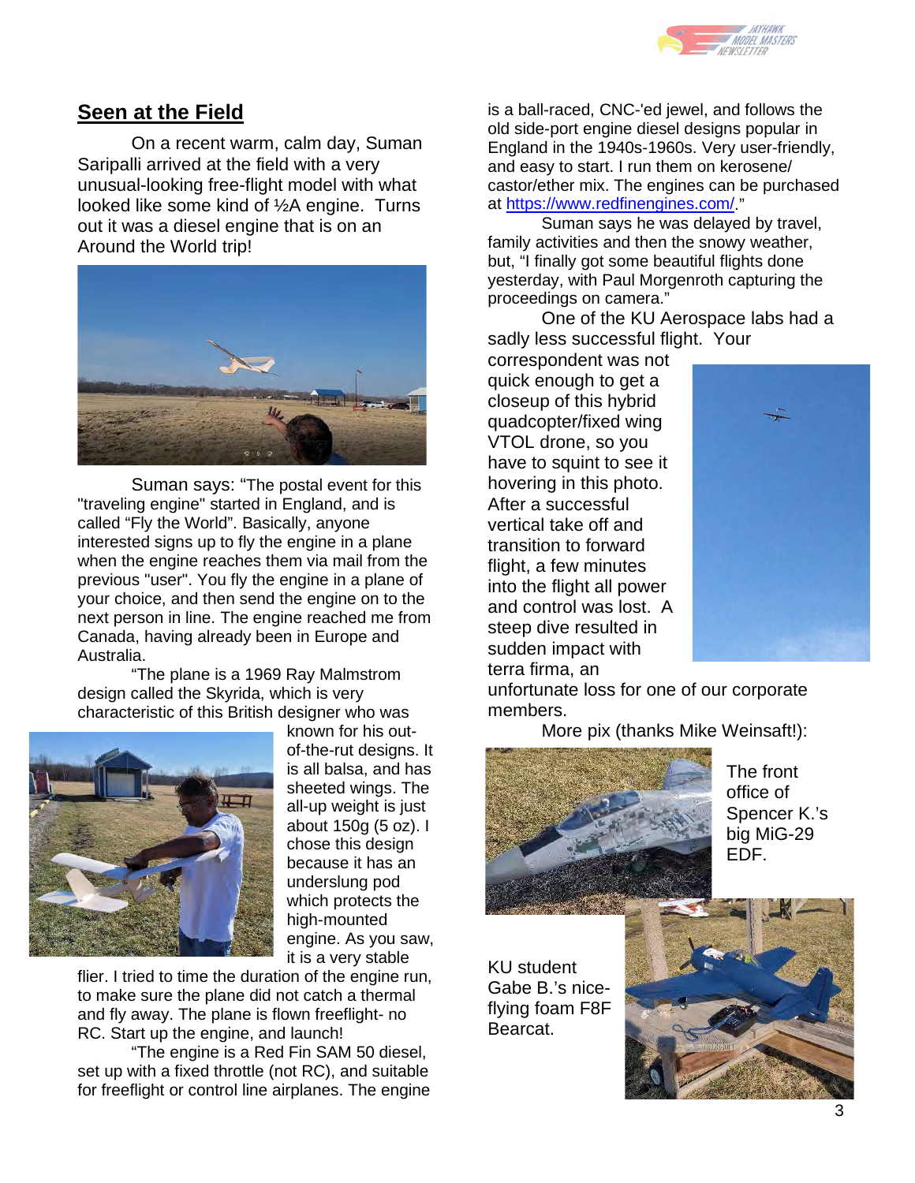## Seen at the Field

On a recent warm, calm day, Suman Saripalli arrived at the field with a very unusual-looking free-flight model with what looked like some kind of ½A engine. Turns out it was a diesel engine that is on an Around the World trip!

Suman says: "The postal event for this "traveling engine" started in England, and is called "Fly the World". Basically, anyone interested signs up to fly the engine in a plane when the engine reaches them via mail from the previous "user". You fly the engine in a plane of your choice, and then send the engine on to the next person in line. The engine reached me from Canada, having already been in Europe and Australia.

"The plane is a 1969 Ray Malmstrom design called the Skyrida, which is very characteristic of this British designer who was known for his out-of-the-rut designs. It is all balsa, and has sheeted wings. The all-up weight is just about 150g (5 oz). I chose this design because it has an underslung pod which protects the high-mounted engine. As you saw, it is a very stable flier. I tried to time the duration of the engine run, to make sure the plane did not catch a thermal and fly away. The plane is flown freeflight- no RC. Start up the engine, and launch!

"The engine is a Red Fin SAM 50 diesel, set up with a fixed throttle (not RC), and suitable for freeflight or control line airplanes. The engine is a ball-raced, CNC-'ed jewel, and follows the old side-port engine diesel designs popular in England in the 1940s-1960s. Very user-friendly, and easy to start. I run them on kerosene/ castor/ether mix. The engines can be purchased at https://www.redfinengines.com/."

Suman says he was delayed by travel, family activities and then the snowy weather, but, "I finally got some beautiful flights done yesterday, with Paul Morgenroth capturing the proceedings on camera."

One of the KU Aerospace labs had a sadly less successful flight. Your correspondent was not quick enough to get a closeup of this hybrid quadcopter/fixed wing VTOL drone, so you have to squint to see it hovering in this photo. After a successful vertical take off and transition to forward flight, a few minutes into the flight all power and control was lost. A steep dive resulted in sudden impact with terra firma, an unfortunate loss for one of our corporate members.

More pix (thanks Mike Weinsaft!):

The front office of Spencer K.'s big MiG-29 EDF.

KU student Gabe B.'s nice-flying foam F8F Bearcat.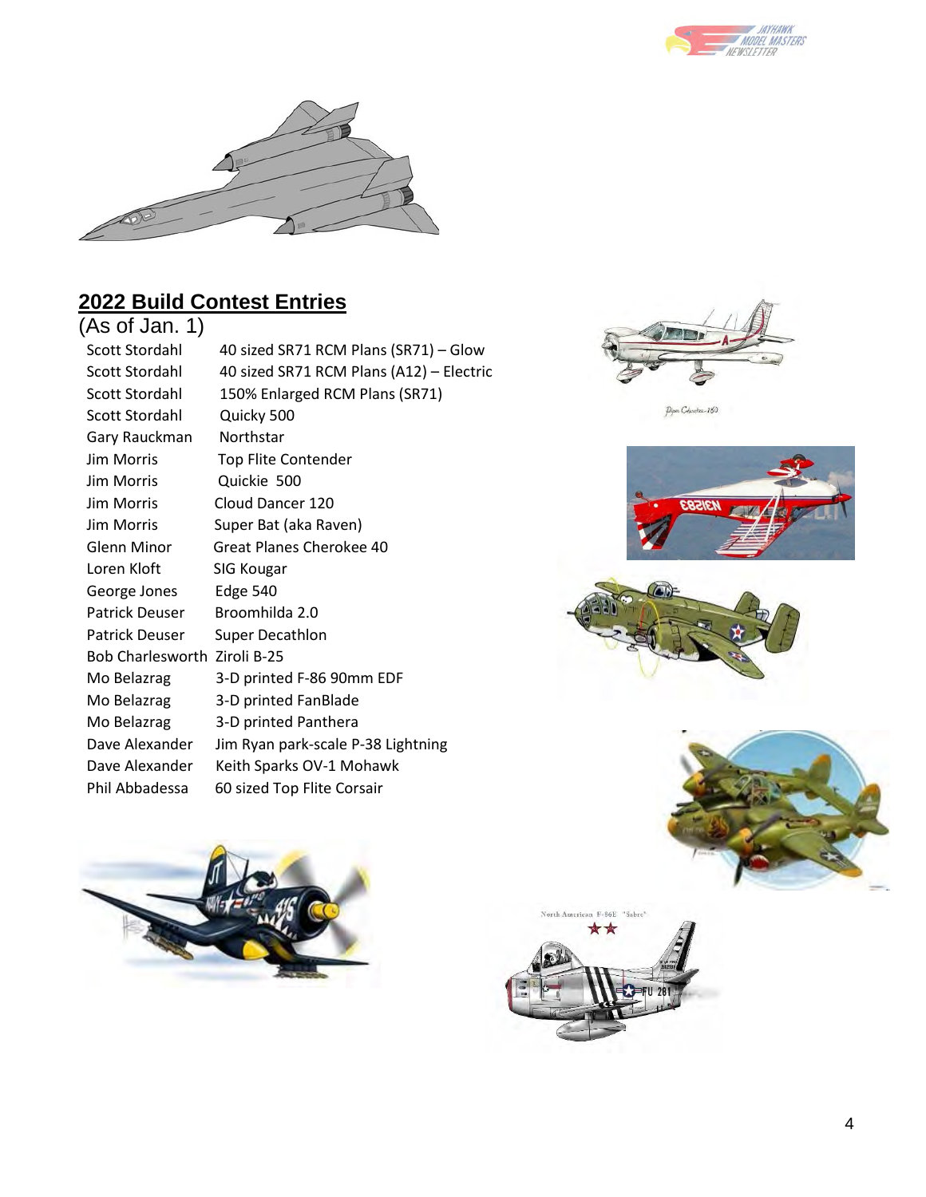## 2022 Build Contest Entries

(As of Jan. 1)

| | |
|---|---|
| Scott Stordahl | 40 sized SR71 RCM Plans (SR71) – Glow |
| Scott Stordahl | 40 sized SR71 RCM Plans (A12) – Electric |
| Scott Stordahl | 150% Enlarged RCM Plans (SR71) |
| Scott Stordahl | Quicky 500 |
| Gary Rauckman | Northstar |
| Jim Morris | Top Flite Contender |
| Jim Morris | Quickie 500 |
| Jim Morris | Cloud Dancer 120 |
| Jim Morris | Super Bat (aka Raven) |
| Glenn Minor | Great Planes Cherokee 40 |
| Loren Kloft | SIG Kougar |
| George Jones | Edge 540 |
| Patrick Deuser | Broomhilda 2.0 |
| Patrick Deuser | Super Decathlon |
| Bob Charlesworth | Ziroli B-25 |
| Mo Belazrag | 3-D printed F-86 90mm EDF |
| Mo Belazrag | 3-D printed FanBlade |
| Mo Belazrag | 3-D printed Panthera |
| Dave Alexander | Jim Ryan park-scale P-38 Lightning |
| Dave Alexander | Keith Sparks OV-1 Mohawk |
| Phil Abbadessa | 60 sized Top Flite Corsair |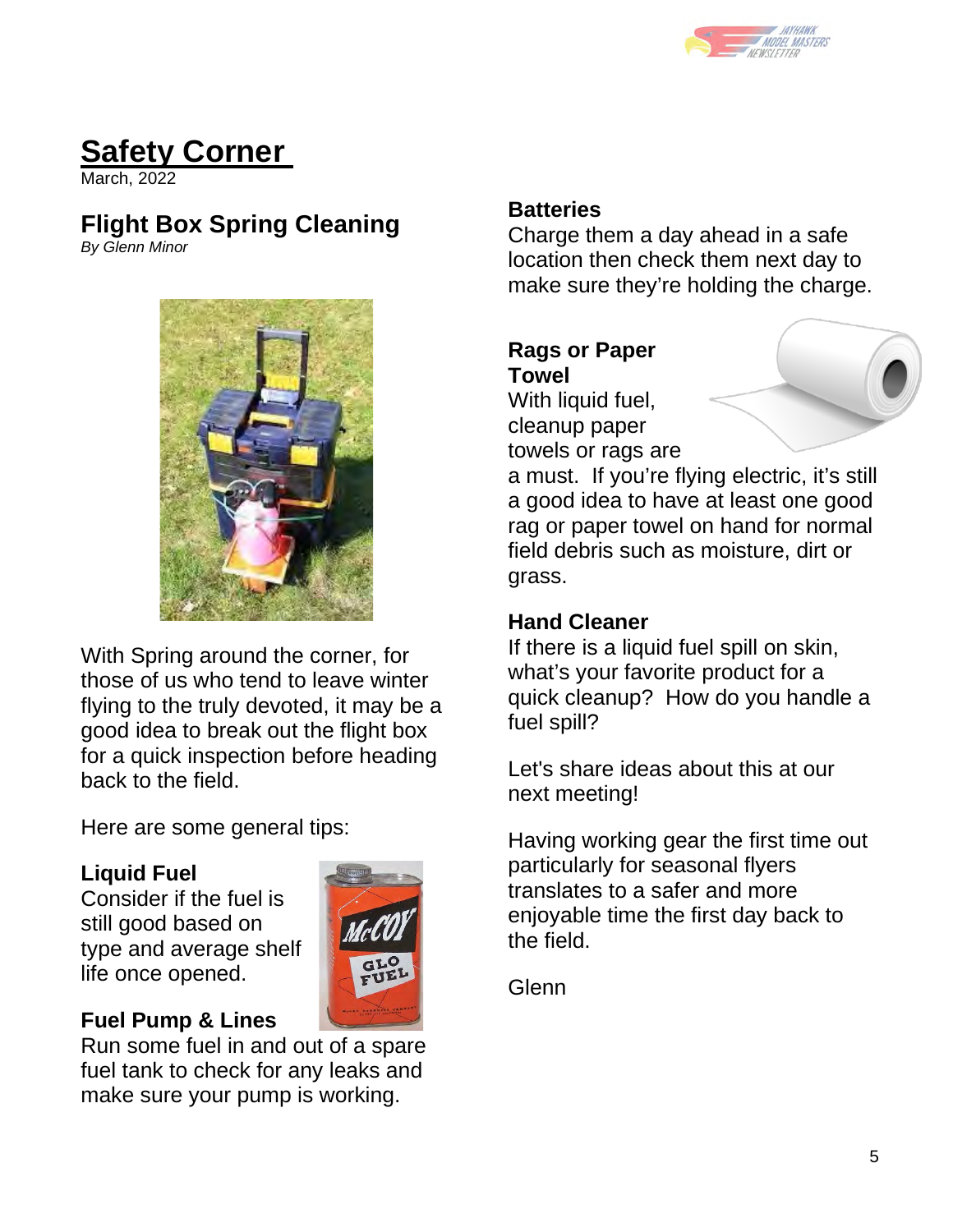# Safety Corner

March, 2022

## Flight Box Spring Cleaning

*By Glenn Minor*

With Spring around the corner, for those of us who tend to leave winter flying to the truly devoted, it may be a good idea to break out the flight box for a quick inspection before heading back to the field.

Here are some general tips:

**Liquid Fuel**
Consider if the fuel is still good based on type and average shelf life once opened.

**Fuel Pump & Lines**
Run some fuel in and out of a spare fuel tank to check for any leaks and make sure your pump is working.

**Batteries**
Charge them a day ahead in a safe location then check them next day to make sure they're holding the charge.

**Rags or Paper Towel**
With liquid fuel, cleanup paper towels or rags are a must. If you're flying electric, it's still a good idea to have at least one good rag or paper towel on hand for normal field debris such as moisture, dirt or grass.

**Hand Cleaner**
If there is a liquid fuel spill on skin, what's your favorite product for a quick cleanup? How do you handle a fuel spill?

Let's share ideas about this at our next meeting!

Having working gear the first time out particularly for seasonal flyers translates to a safer and more enjoyable time the first day back to the field.

Glenn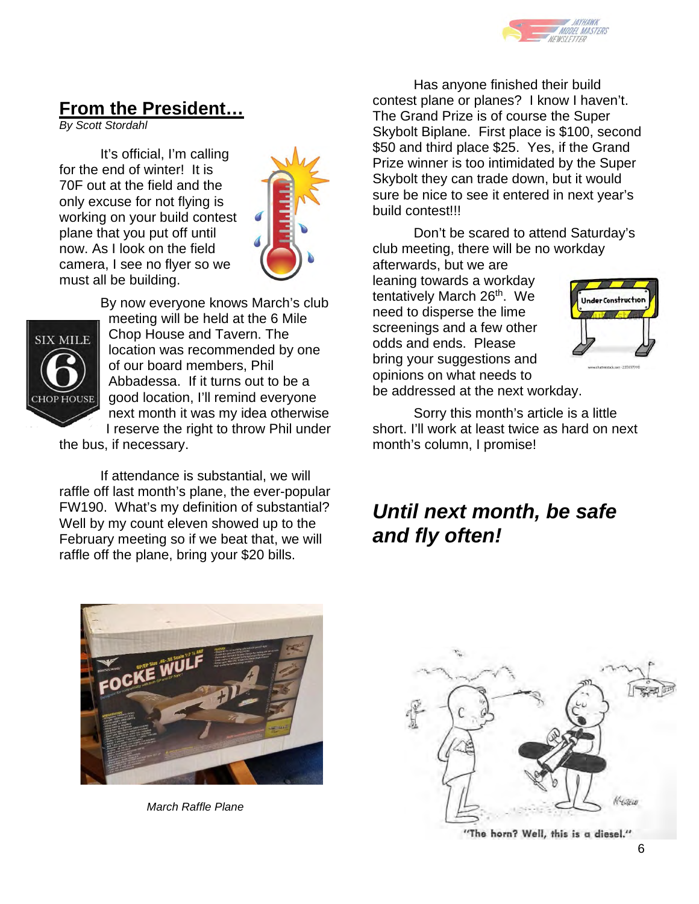## From the President…

*By Scott Stordahl*

It's official, I'm calling for the end of winter! It is 70F out at the field and the only excuse for not flying is working on your build contest plane that you put off until now. As I look on the field camera, I see no flyer so we must all be building.

By now everyone knows March's club meeting will be held at the 6 Mile Chop House and Tavern. The location was recommended by one of our board members, Phil Abbadessa. If it turns out to be a good location, I'll remind everyone next month it was my idea otherwise I reserve the right to throw Phil under the bus, if necessary.

If attendance is substantial, we will raffle off last month's plane, the ever-popular FW190. What's my definition of substantial? Well by my count eleven showed up to the February meeting so if we beat that, we will raffle off the plane, bring your $20 bills.

Has anyone finished their build contest plane or planes? I know I haven't. The Grand Prize is of course the Super Skybolt Biplane. First place is $100, second $50 and third place $25. Yes, if the Grand Prize winner is too intimidated by the Super Skybolt they can trade down, but it would sure be nice to see it entered in next year's build contest!!!

Don't be scared to attend Saturday's club meeting, there will be no workday afterwards, but we are leaning towards a workday tentatively March 26th. We need to disperse the lime screenings and a few other odds and ends. Please bring your suggestions and opinions on what needs to be addressed at the next workday.

Sorry this month's article is a little short. I'll work at least twice as hard on next month's column, I promise!

***Until next month, be safe and fly often!***

*March Raffle Plane*

"The horn? Well, this is a diesel."